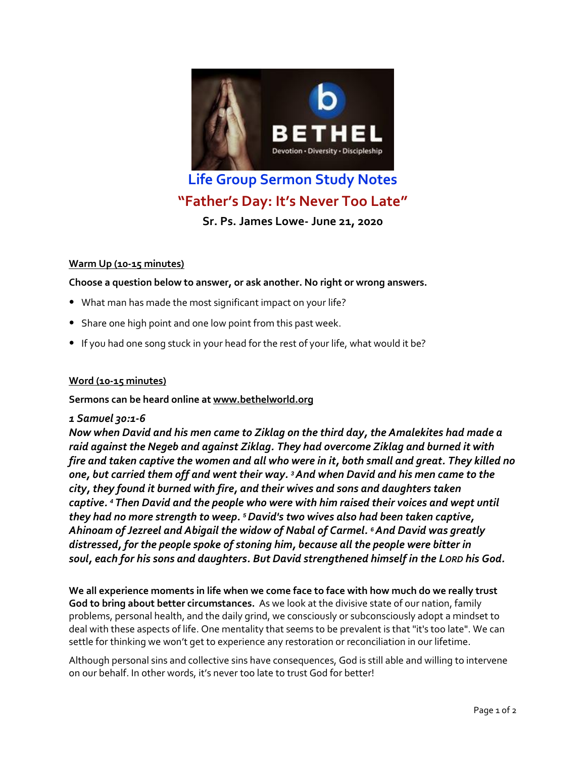# Life Group Sermon Study Notes

## "Father's Day: It's Never Too Late"

**Sr. Ps. James Lowe- June 21, 2020**

**Warm Up (10-15 minutes)**

**Choose a question below to answer, or ask another. No right or wrong answers.**

- What man has made the most significant impact on your life?
- Share one high point and one low point from this past week.
- If you had one song stuck in your head for the rest of your life, what would it be?

**Word (10-15 minutes)**

**Sermons can be heard online at www.bethelworld.org**

***1 Samuel 30:1-6***

***Now when David and his men came to Ziklag on the third day, the Amalekites had made a raid against the Negeb and against Ziklag. They had overcome Ziklag and burned it with fire and taken captive the women and all who were in it, both small and great. They killed no one, but carried them off and went their way. [3] And when David and his men came to the city, they found it burned with fire, and their wives and sons and daughters taken captive. [4] Then David and the people who were with him raised their voices and wept until they had no more strength to weep. [5] David's two wives also had been taken captive, Ahinoam of Jezreel and Abigail the widow of Nabal of Carmel. [6] And David was greatly distressed, for the people spoke of stoning him, because all the people were bitter in soul, each for his sons and daughters. But David strengthened himself in the LORD his God.***

**We all experience moments in life when we come face to face with how much do we really trust God to bring about better circumstances.** As we look at the divisive state of our nation, family problems, personal health, and the daily grind, we consciously or subconsciously adopt a mindset to deal with these aspects of life. One mentality that seems to be prevalent is that "it's too late". We can settle for thinking we won't get to experience any restoration or reconciliation in our lifetime.

Although personal sins and collective sins have consequences, God is still able and willing to intervene on our behalf. In other words, it's never too late to trust God for better!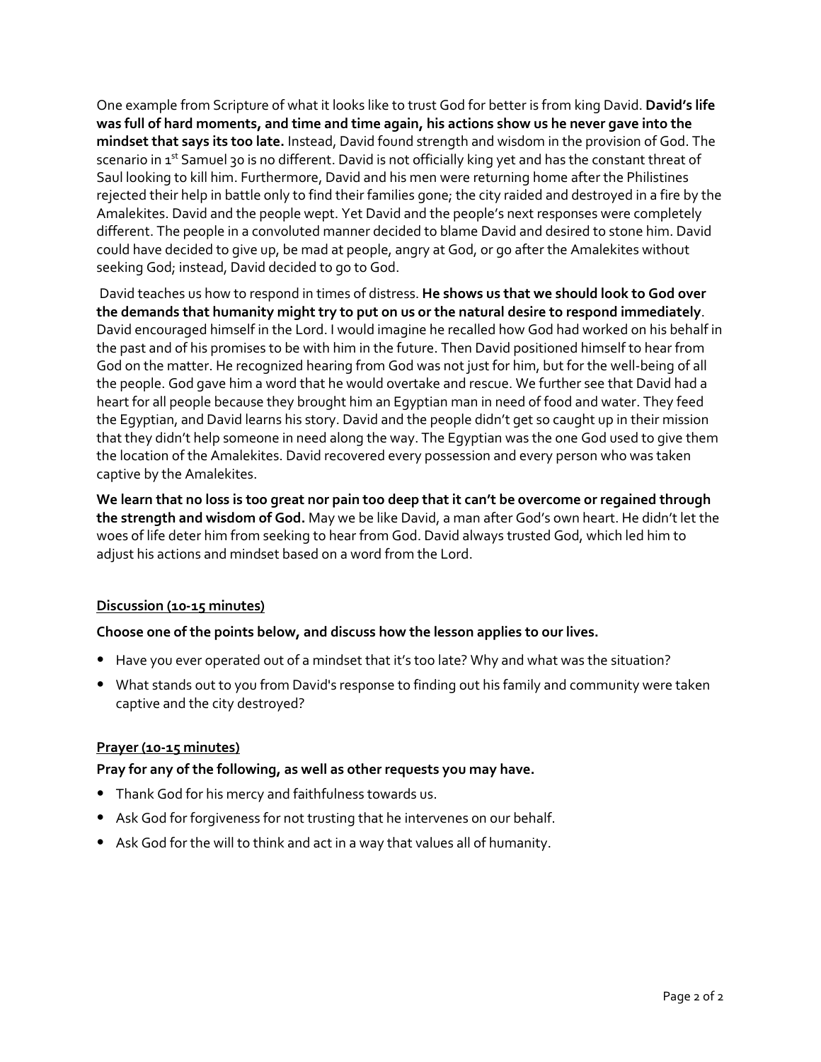One example from Scripture of what it looks like to trust God for better is from king David. **David's life was full of hard moments, and time and time again, his actions show us he never gave into the mindset that says its too late.** Instead, David found strength and wisdom in the provision of God. The scenario in 1st Samuel 30 is no different. David is not officially king yet and has the constant threat of Saul looking to kill him. Furthermore, David and his men were returning home after the Philistines rejected their help in battle only to find their families gone; the city raided and destroyed in a fire by the Amalekites. David and the people wept. Yet David and the people's next responses were completely different. The people in a convoluted manner decided to blame David and desired to stone him. David could have decided to give up, be mad at people, angry at God, or go after the Amalekites without seeking God; instead, David decided to go to God.

David teaches us how to respond in times of distress. **He shows us that we should look to God over the demands that humanity might try to put on us or the natural desire to respond immediately**. David encouraged himself in the Lord. I would imagine he recalled how God had worked on his behalf in the past and of his promises to be with him in the future. Then David positioned himself to hear from God on the matter. He recognized hearing from God was not just for him, but for the well-being of all the people. God gave him a word that he would overtake and rescue. We further see that David had a heart for all people because they brought him an Egyptian man in need of food and water. They feed the Egyptian, and David learns his story. David and the people didn't get so caught up in their mission that they didn't help someone in need along the way. The Egyptian was the one God used to give them the location of the Amalekites. David recovered every possession and every person who was taken captive by the Amalekites.

**We learn that no loss is too great nor pain too deep that it can't be overcome or regained through the strength and wisdom of God.** May we be like David, a man after God's own heart. He didn't let the woes of life deter him from seeking to hear from God. David always trusted God, which led him to adjust his actions and mindset based on a word from the Lord.

## Discussion (10-15 minutes)

**Choose one of the points below, and discuss how the lesson applies to our lives.**

- Have you ever operated out of a mindset that it's too late? Why and what was the situation?
- What stands out to you from David's response to finding out his family and community were taken captive and the city destroyed?

## Prayer (10-15 minutes)

**Pray for any of the following, as well as other requests you may have.**

- Thank God for his mercy and faithfulness towards us.
- Ask God for forgiveness for not trusting that he intervenes on our behalf.
- Ask God for the will to think and act in a way that values all of humanity.